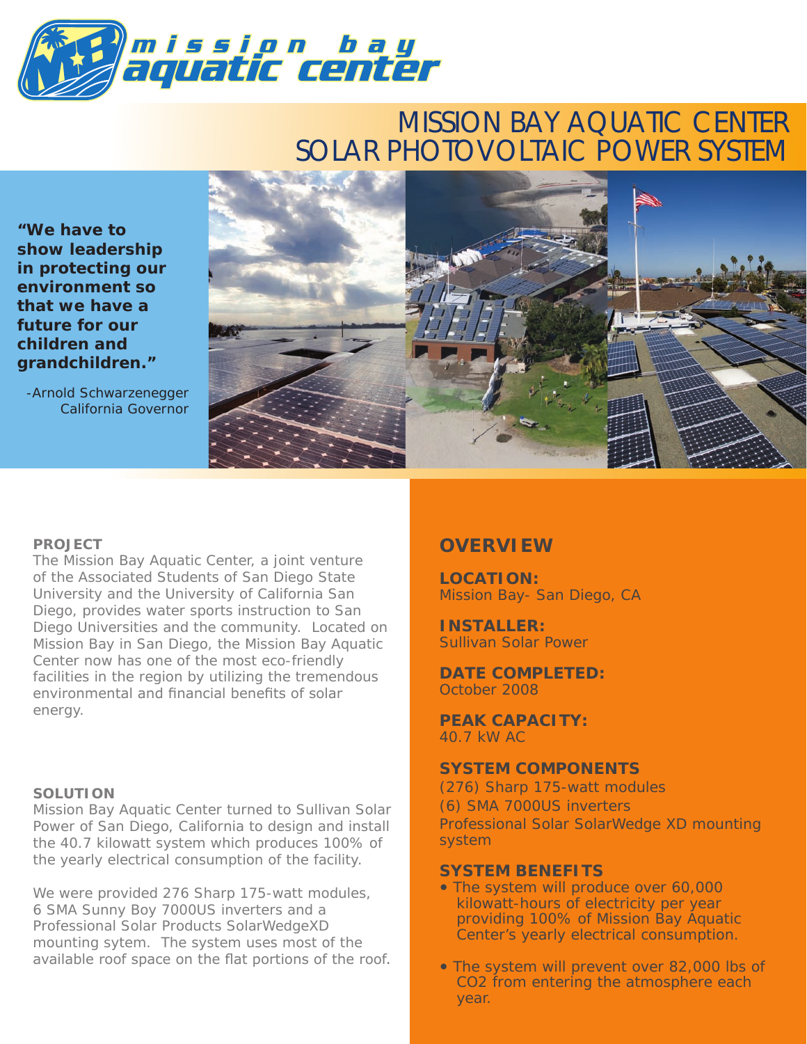mission bay aquatic center

# MISSION BAY AQUATIC CENTER SOLAR PHOTOVOLTAIC POWER SYSTEM

**"We have to show leadership in protecting our environment so that we have a future for our children and grandchildren."**

-Arnold Schwarzenegger
California Governor

**PROJECT**

The Mission Bay Aquatic Center, a joint venture of the Associated Students of San Diego State University and the University of California San Diego, provides water sports instruction to San Diego Universities and the community. Located on Mission Bay in San Diego, the Mission Bay Aquatic Center now has one of the most eco-friendly facilities in the region by utilizing the tremendous environmental and financial benefits of solar energy.

**SOLUTION**

Mission Bay Aquatic Center turned to Sullivan Solar Power of San Diego, California to design and install the 40.7 kilowatt system which produces 100% of the yearly electrical consumption of the facility.

We were provided 276 Sharp 175-watt modules, 6 SMA Sunny Boy 7000US inverters and a Professional Solar Products SolarWedgeXD mounting sytem. The system uses most of the available roof space on the flat portions of the roof.

## OVERVIEW

**LOCATION:**
Mission Bay- San Diego, CA

**INSTALLER:**
Sullivan Solar Power

**DATE COMPLETED:**
October 2008

**PEAK CAPACITY:**
40.7 kW AC

**SYSTEM COMPONENTS**

(276) Sharp 175-watt modules
(6) SMA 7000US inverters
Professional Solar SolarWedge XD mounting system

**SYSTEM BENEFITS**

- The system will produce over 60,000 kilowatt-hours of electricity per year providing 100% of Mission Bay Aquatic Center's yearly electrical consumption.
- The system will prevent over 82,000 lbs of $CO_2$ from entering the atmosphere each year.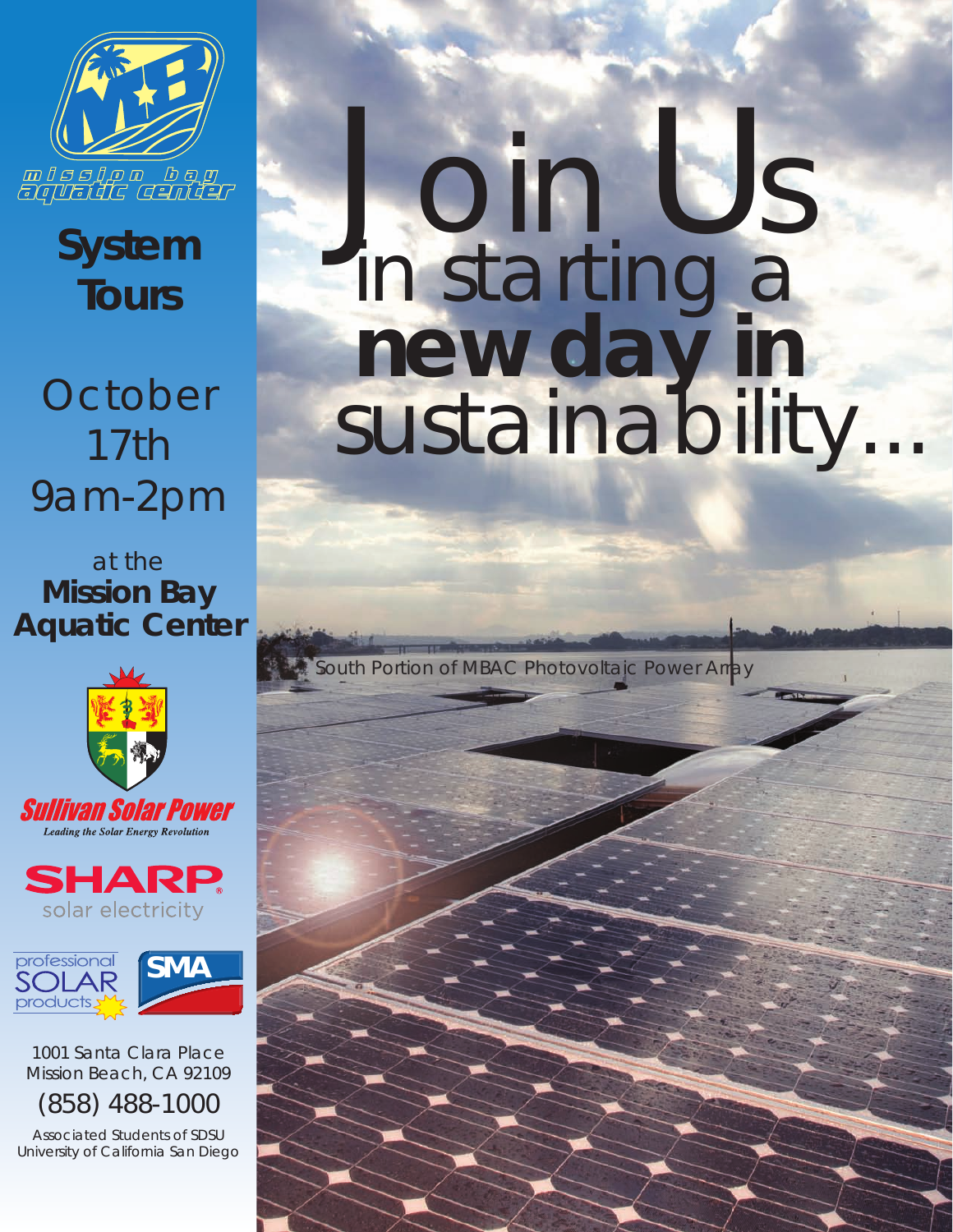mission bay aquatic center

# System Tours

October 17th 9am-2pm

at the **Mission Bay Aquatic Center**

Sullivan Solar Power

*Leading the Solar Energy Revolution*

SHARP solar electricity

professional SOLAR products

SMA

1001 Santa Clara Place
Mission Beach, CA 92109

(858) 488-1000

Associated Students of SDSU
University of California San Diego

# Join Us in starting a **new day in** sustainability...

South Portion of MBAC Photovoltaic Power Array